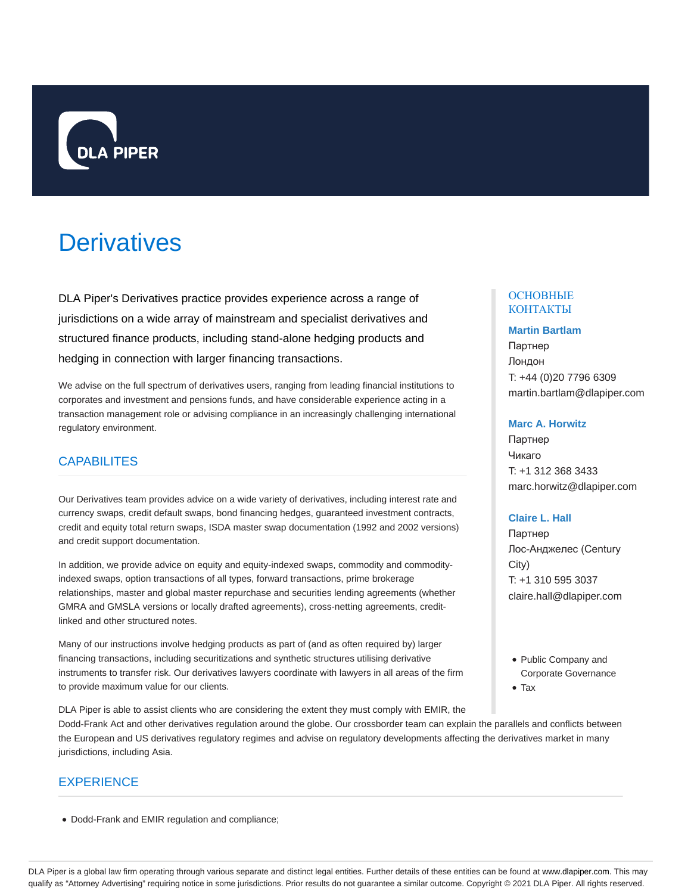DLA PIPER

# Derivatives

DLA Piper's Derivatives practice provides experience across a range of jurisdictions on a wide array of mainstream and specialist derivatives and structured finance products, including stand-alone hedging products and hedging in connection with larger financing transactions.

We advise on the full spectrum of derivatives users, ranging from leading financial institutions to corporates and investment and pensions funds, and have considerable experience acting in a transaction management role or advising compliance in an increasingly challenging international regulatory environment.

## CAPABILITES

Our Derivatives team provides advice on a wide variety of derivatives, including interest rate and currency swaps, credit default swaps, bond financing hedges, guaranteed investment contracts, credit and equity total return swaps, ISDA master swap documentation (1992 and 2002 versions) and credit support documentation.

In addition, we provide advice on equity and equity-indexed swaps, commodity and commodity-indexed swaps, option transactions of all types, forward transactions, prime brokerage relationships, master and global master repurchase and securities lending agreements (whether GMRA and GMSLA versions or locally drafted agreements), cross-netting agreements, credit-linked and other structured notes.

Many of our instructions involve hedging products as part of (and as often required by) larger financing transactions, including securitizations and synthetic structures utilising derivative instruments to transfer risk. Our derivatives lawyers coordinate with lawyers in all areas of the firm to provide maximum value for our clients.

DLA Piper is able to assist clients who are considering the extent they must comply with EMIR, the Dodd-Frank Act and other derivatives regulation around the globe. Our crossborder team can explain the parallels and conflicts between the European and US derivatives regulatory regimes and advise on regulatory developments affecting the derivatives market in many jurisdictions, including Asia.

## EXPERIENCE

- Dodd-Frank and EMIR regulation and compliance;

### ОСНОВНЫЕ КОНТАКТЫ

**Martin Bartlam**
Партнер
Лондон
T: +44 (0)20 7796 6309
martin.bartlam@dlapiper.com

**Marc A. Horwitz**
Партнер
Чикаго
T: +1 312 368 3433
marc.horwitz@dlapiper.com

**Claire L. Hall**
Партнер
Лос-Анджелес (Century City)
T: +1 310 595 3037
claire.hall@dlapiper.com

- Public Company and Corporate Governance
- Tax

DLA Piper is a global law firm operating through various separate and distinct legal entities. Further details of these entities can be found at www.dlapiper.com. This may qualify as "Attorney Advertising" requiring notice in some jurisdictions. Prior results do not guarantee a similar outcome. Copyright © 2021 DLA Piper. All rights reserved.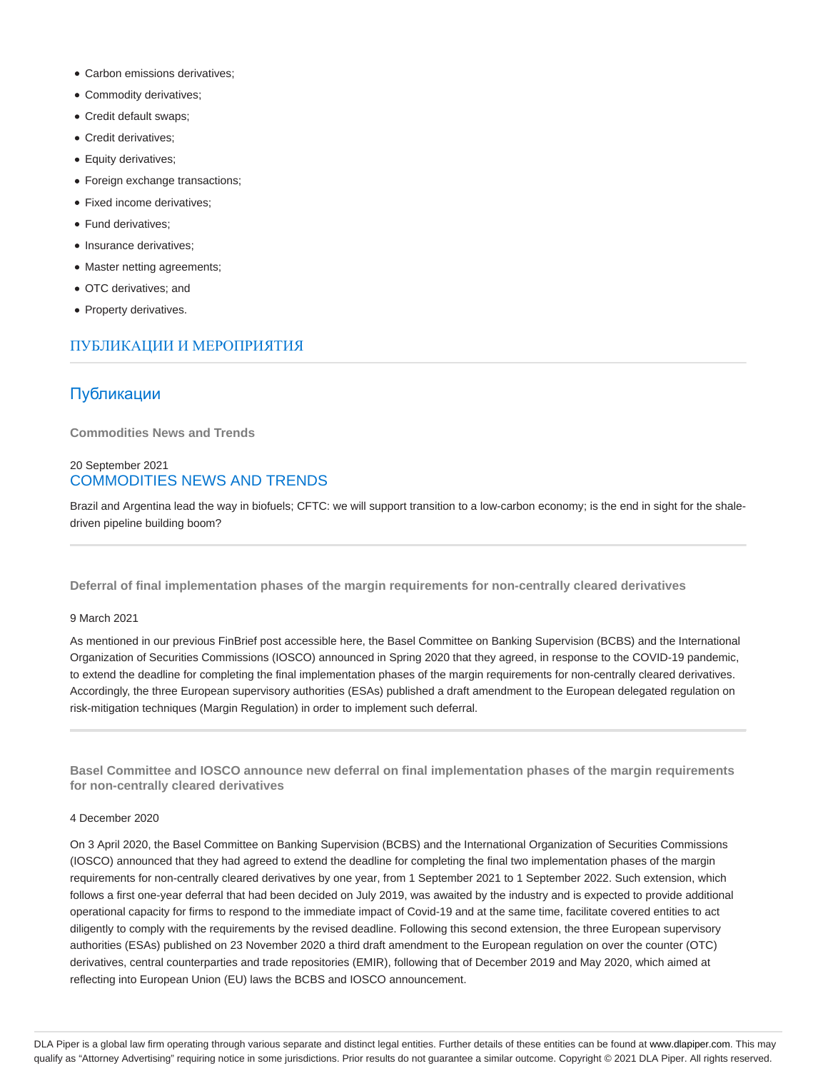- Carbon emissions derivatives;
- Commodity derivatives;
- Credit default swaps;
- Credit derivatives;
- Equity derivatives;
- Foreign exchange transactions;
- Fixed income derivatives;
- Fund derivatives;
- Insurance derivatives;
- Master netting agreements;
- OTC derivatives; and
- Property derivatives.

## ПУБЛИКАЦИИ И МЕРОПРИЯТИЯ

## Публикации

**Commodities News and Trends**

20 September 2021

### COMMODITIES NEWS AND TRENDS

Brazil and Argentina lead the way in biofuels; CFTC: we will support transition to a low-carbon economy; is the end in sight for the shale-driven pipeline building boom?

---

**Deferral of final implementation phases of the margin requirements for non-centrally cleared derivatives**

9 March 2021

As mentioned in our previous FinBrief post accessible here, the Basel Committee on Banking Supervision (BCBS) and the International Organization of Securities Commissions (IOSCO) announced in Spring 2020 that they agreed, in response to the COVID-19 pandemic, to extend the deadline for completing the final implementation phases of the margin requirements for non-centrally cleared derivatives. Accordingly, the three European supervisory authorities (ESAs) published a draft amendment to the European delegated regulation on risk-mitigation techniques (Margin Regulation) in order to implement such deferral.

---

**Basel Committee and IOSCO announce new deferral on final implementation phases of the margin requirements for non-centrally cleared derivatives**

4 December 2020

On 3 April 2020, the Basel Committee on Banking Supervision (BCBS) and the International Organization of Securities Commissions (IOSCO) announced that they had agreed to extend the deadline for completing the final two implementation phases of the margin requirements for non-centrally cleared derivatives by one year, from 1 September 2021 to 1 September 2022. Such extension, which follows a first one-year deferral that had been decided on July 2019, was awaited by the industry and is expected to provide additional operational capacity for firms to respond to the immediate impact of Covid-19 and at the same time, facilitate covered entities to act diligently to comply with the requirements by the revised deadline. Following this second extension, the three European supervisory authorities (ESAs) published on 23 November 2020 a third draft amendment to the European regulation on over the counter (OTC) derivatives, central counterparties and trade repositories (EMIR), following that of December 2019 and May 2020, which aimed at reflecting into European Union (EU) laws the BCBS and IOSCO announcement.

DLA Piper is a global law firm operating through various separate and distinct legal entities. Further details of these entities can be found at www.dlapiper.com. This may qualify as "Attorney Advertising" requiring notice in some jurisdictions. Prior results do not guarantee a similar outcome. Copyright © 2021 DLA Piper. All rights reserved.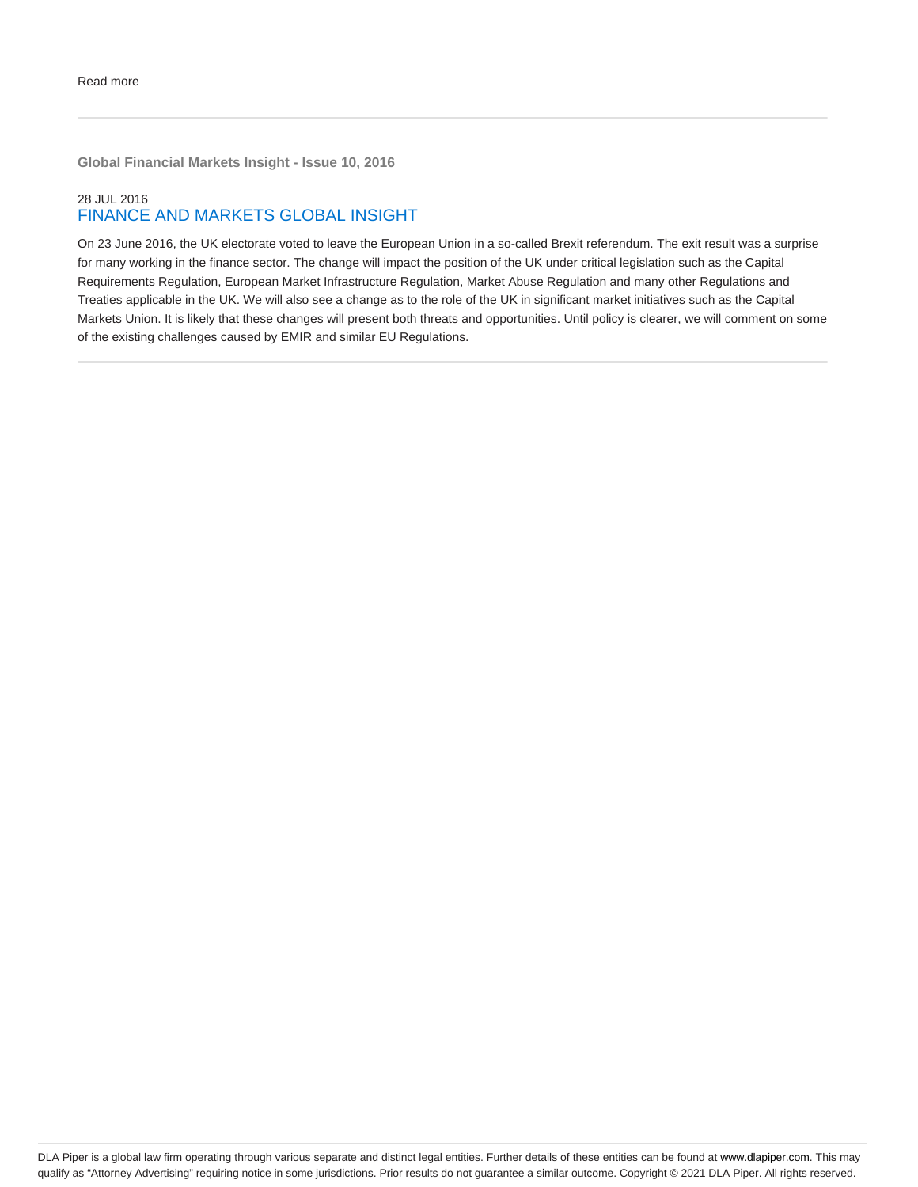Read more

**Global Financial Markets Insight - Issue 10, 2016**

28 JUL 2016

FINANCE AND MARKETS GLOBAL INSIGHT

On 23 June 2016, the UK electorate voted to leave the European Union in a so-called Brexit referendum. The exit result was a surprise for many working in the finance sector. The change will impact the position of the UK under critical legislation such as the Capital Requirements Regulation, European Market Infrastructure Regulation, Market Abuse Regulation and many other Regulations and Treaties applicable in the UK. We will also see a change as to the role of the UK in significant market initiatives such as the Capital Markets Union. It is likely that these changes will present both threats and opportunities. Until policy is clearer, we will comment on some of the existing challenges caused by EMIR and similar EU Regulations.

DLA Piper is a global law firm operating through various separate and distinct legal entities. Further details of these entities can be found at www.dlapiper.com. This may qualify as "Attorney Advertising" requiring notice in some jurisdictions. Prior results do not guarantee a similar outcome. Copyright © 2021 DLA Piper. All rights reserved.